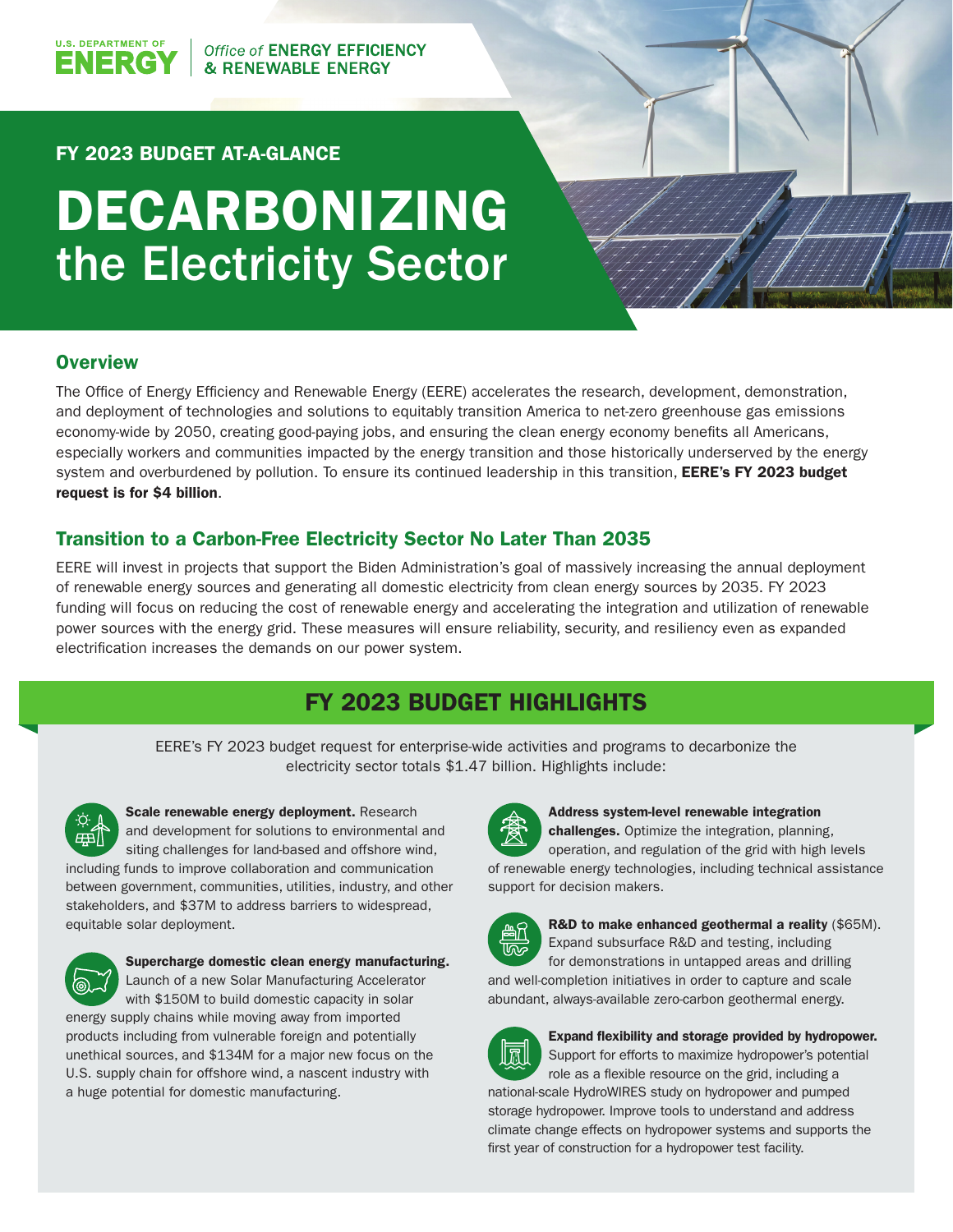U.S. DEPARTMENT OF **ENERGY** | *Office of* **ENERGY EFFICIENCY & RENEWABLE ENERGY**

FY 2023 BUDGET AT-A-GLANCE

# DECARBONIZING the Electricity Sector

## Overview

The Office of Energy Efficiency and Renewable Energy (EERE) accelerates the research, development, demonstration, and deployment of technologies and solutions to equitably transition America to net-zero greenhouse gas emissions economy-wide by 2050, creating good-paying jobs, and ensuring the clean energy economy benefits all Americans, especially workers and communities impacted by the energy transition and those historically underserved by the energy system and overburdened by pollution. To ensure its continued leadership in this transition, **EERE's FY 2023 budget request is for $4 billion**.

## Transition to a Carbon-Free Electricity Sector No Later Than 2035

EERE will invest in projects that support the Biden Administration's goal of massively increasing the annual deployment of renewable energy sources and generating all domestic electricity from clean energy sources by 2035. FY 2023 funding will focus on reducing the cost of renewable energy and accelerating the integration and utilization of renewable power sources with the energy grid. These measures will ensure reliability, security, and resiliency even as expanded electrification increases the demands on our power system.

## FY 2023 BUDGET HIGHLIGHTS

EERE's FY 2023 budget request for enterprise-wide activities and programs to decarbonize the electricity sector totals $1.47 billion. Highlights include:

**Scale renewable energy deployment.** Research and development for solutions to environmental and siting challenges for land-based and offshore wind, including funds to improve collaboration and communication between government, communities, utilities, industry, and other stakeholders, and $37M to address barriers to widespread, equitable solar deployment.

**Supercharge domestic clean energy manufacturing.** Launch of a new Solar Manufacturing Accelerator with $150M to build domestic capacity in solar energy supply chains while moving away from imported products including from vulnerable foreign and potentially unethical sources, and $134M for a major new focus on the U.S. supply chain for offshore wind, a nascent industry with a huge potential for domestic manufacturing.

**Address system-level renewable integration challenges.** Optimize the integration, planning, operation, and regulation of the grid with high levels of renewable energy technologies, including technical assistance support for decision makers.

**R&D to make enhanced geothermal a reality** ($65M). Expand subsurface R&D and testing, including for demonstrations in untapped areas and drilling and well-completion initiatives in order to capture and scale abundant, always-available zero-carbon geothermal energy.

**Expand flexibility and storage provided by hydropower.** Support for efforts to maximize hydropower's potential role as a flexible resource on the grid, including a national-scale HydroWIRES study on hydropower and pumped storage hydropower. Improve tools to understand and address climate change effects on hydropower systems and supports the first year of construction for a hydropower test facility.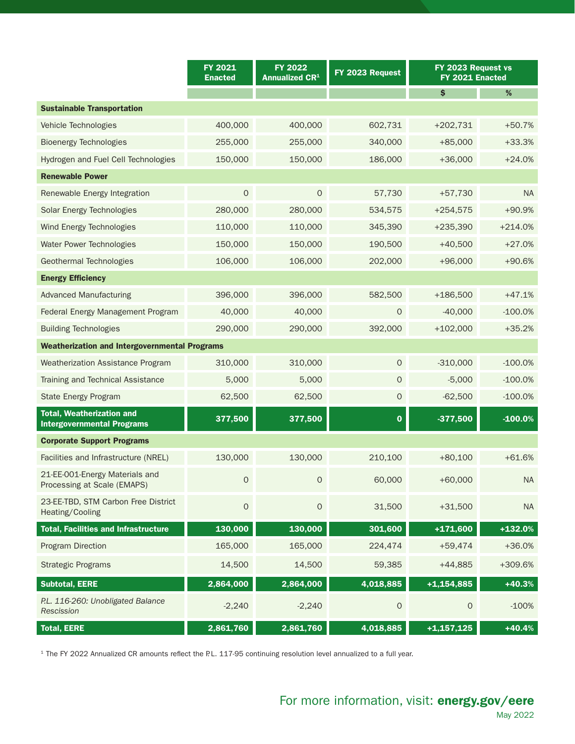| | FY 2021 Enacted | FY 2022 Annualized CR[1] | FY 2023 Request | FY 2023 Request vs FY 2021 Enacted | |
|---|---|---|---|---|---|
| | | | | $ | % |
| **Sustainable Transportation** | | | | | |
| Vehicle Technologies | 400,000 | 400,000 | 602,731 | +202,731 | +50.7% |
| Bioenergy Technologies | 255,000 | 255,000 | 340,000 | +85,000 | +33.3% |
| Hydrogen and Fuel Cell Technologies | 150,000 | 150,000 | 186,000 | +36,000 | +24.0% |
| **Renewable Power** | | | | | |
| Renewable Energy Integration | 0 | 0 | 57,730 | +57,730 | NA |
| Solar Energy Technologies | 280,000 | 280,000 | 534,575 | +254,575 | +90.9% |
| Wind Energy Technologies | 110,000 | 110,000 | 345,390 | +235,390 | +214.0% |
| Water Power Technologies | 150,000 | 150,000 | 190,500 | +40,500 | +27.0% |
| Geothermal Technologies | 106,000 | 106,000 | 202,000 | +96,000 | +90.6% |
| **Energy Efficiency** | | | | | |
| Advanced Manufacturing | 396,000 | 396,000 | 582,500 | +186,500 | +47.1% |
| Federal Energy Management Program | 40,000 | 40,000 | 0 | -40,000 | -100.0% |
| Building Technologies | 290,000 | 290,000 | 392,000 | +102,000 | +35.2% |
| **Weatherization and Intergovernmental Programs** | | | | | |
| Weatherization Assistance Program | 310,000 | 310,000 | 0 | -310,000 | -100.0% |
| Training and Technical Assistance | 5,000 | 5,000 | 0 | -5,000 | -100.0% |
| State Energy Program | 62,500 | 62,500 | 0 | -62,500 | -100.0% |
| **Total, Weatherization and Intergovernmental Programs** | **377,500** | **377,500** | **0** | **-377,500** | **-100.0%** |
| **Corporate Support Programs** | | | | | |
| Facilities and Infrastructure (NREL) | 130,000 | 130,000 | 210,100 | +80,100 | +61.6% |
| 21-EE-001-Energy Materials and Processing at Scale (EMAPS) | 0 | 0 | 60,000 | +60,000 | NA |
| 23-EE-TBD, STM Carbon Free District Heating/Cooling | 0 | 0 | 31,500 | +31,500 | NA |
| **Total, Facilities and Infrastructure** | **130,000** | **130,000** | **301,600** | **+171,600** | **+132.0%** |
| Program Direction | 165,000 | 165,000 | 224,474 | +59,474 | +36.0% |
| Strategic Programs | 14,500 | 14,500 | 59,385 | +44,885 | +309.6% |
| **Subtotal, EERE** | **2,864,000** | **2,864,000** | **4,018,885** | **+1,154,885** | **+40.3%** |
| *P.L. 116-260: Unobligated Balance Rescission* | -2,240 | -2,240 | 0 | 0 | -100% |
| **Total, EERE** | **2,861,760** | **2,861,760** | **4,018,885** | **+1,157,125** | **+40.4%** |

[1] The FY 2022 Annualized CR amounts reflect the P.L. 117-95 continuing resolution level annualized to a full year.

For more information, visit: **energy.gov/eere**

May 2022